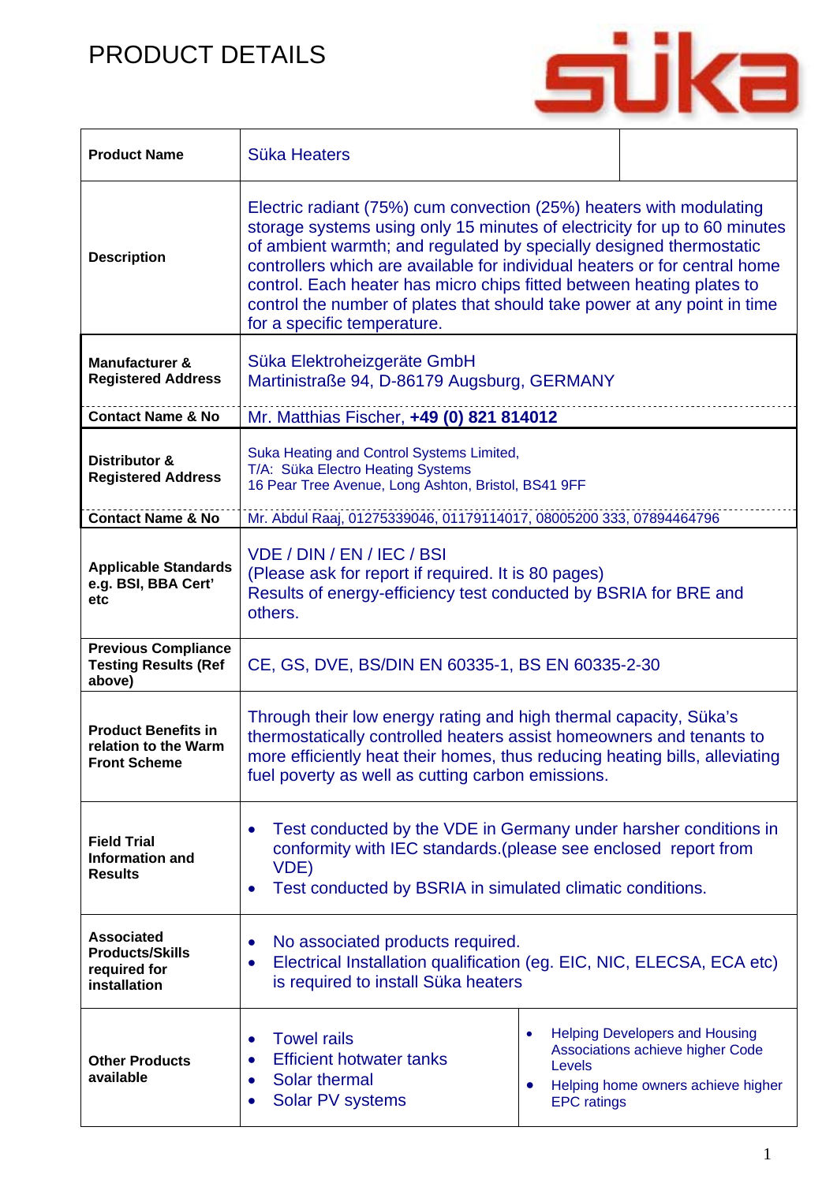# PRODUCT DETAILS

süka

| | | |
|---|---|---|
| **Product Name** | Süka Heaters | |
| **Description** | Electric radiant (75%) cum convection (25%) heaters with modulating storage systems using only 15 minutes of electricity for up to 60 minutes of ambient warmth; and regulated by specially designed thermostatic controllers which are available for individual heaters or for central home control. Each heater has micro chips fitted between heating plates to control the number of plates that should take power at any point in time for a specific temperature. | |
| **Manufacturer & Registered Address** | Süka Elektroheizgeräte GmbH<br>Martinistraße 94, D-86179 Augsburg, GERMANY | |
| **Contact Name & No** | Mr. Matthias Fischer, **+49 (0) 821 814012** | |
| **Distributor & Registered Address** | Suka Heating and Control Systems Limited,<br>T/A: Süka Electro Heating Systems<br>16 Pear Tree Avenue, Long Ashton, Bristol, BS41 9FF | |
| **Contact Name & No** | Mr. Abdul Raaj, 01275339046, 01179114017, 08005200 333, 07894464796 | |
| **Applicable Standards e.g. BSI, BBA Cert' etc** | VDE / DIN / EN / IEC / BSI<br>(Please ask for report if required. It is 80 pages)<br>Results of energy-efficiency test conducted by BSRIA for BRE and others. | |
| **Previous Compliance Testing Results (Ref above)** | CE, GS, DVE, BS/DIN EN 60335-1, BS EN 60335-2-30 | |
| **Product Benefits in relation to the Warm Front Scheme** | Through their low energy rating and high thermal capacity, Süka's thermostatically controlled heaters assist homeowners and tenants to more efficiently heat their homes, thus reducing heating bills, alleviating fuel poverty as well as cutting carbon emissions. | |
| **Field Trial Information and Results** | • Test conducted by the VDE in Germany under harsher conditions in conformity with IEC standards.(please see enclosed report from VDE)<br>• Test conducted by BSRIA in simulated climatic conditions. | |
| **Associated Products/Skills required for installation** | • No associated products required.<br>• Electrical Installation qualification (eg. EIC, NIC, ELECSA, ECA etc) is required to install Süka heaters | |
| **Other Products available** | • Towel rails<br>• Efficient hotwater tanks<br>• Solar thermal<br>• Solar PV systems | • Helping Developers and Housing Associations achieve higher Code Levels<br>• Helping home owners achieve higher EPC ratings |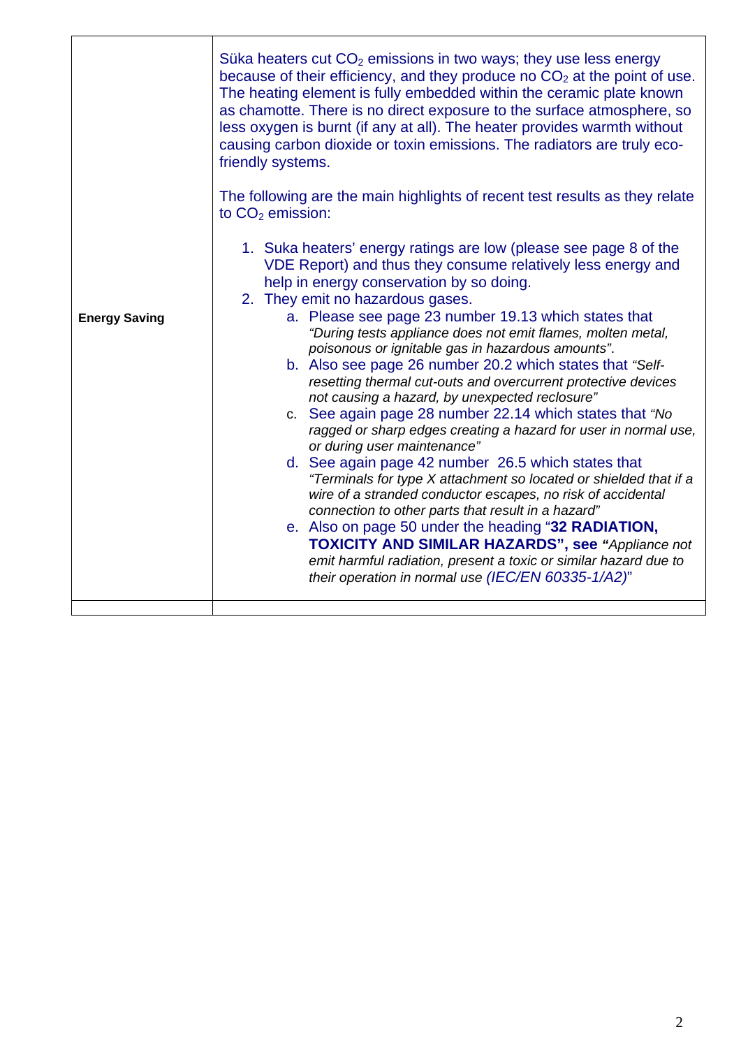| | |
|---|---|
| **Energy Saving** | Süka heaters cut $CO_2$ emissions in two ways; they use less energy because of their efficiency, and they produce no $CO_2$ at the point of use. The heating element is fully embedded within the ceramic plate known as chamotte. There is no direct exposure to the surface atmosphere, so less oxygen is burnt (if any at all). The heater provides warmth without causing carbon dioxide or toxin emissions. The radiators are truly eco-friendly systems.<br><br>The following are the main highlights of recent test results as they relate to $CO_2$ emission:<br><br>1. Suka heaters' energy ratings are low (please see page 8 of the VDE Report) and thus they consume relatively less energy and help in energy conservation by so doing.<br>2. They emit no hazardous gases.<br>a. Please see page 23 number 19.13 which states that *"During tests appliance does not emit flames, molten metal, poisonous or ignitable gas in hazardous amounts"*.<br>b. Also see page 26 number 20.2 which states that *"Self-resetting thermal cut-outs and overcurrent protective devices not causing a hazard, by unexpected reclosure"*<br>c. See again page 28 number 22.14 which states that *"No ragged or sharp edges creating a hazard for user in normal use, or during user maintenance"*<br>d. See again page 42 number 26.5 which states that *"Terminals for type X attachment so located or shielded that if a wire of a stranded conductor escapes, no risk of accidental connection to other parts that result in a hazard"*<br>e. Also on page 50 under the heading "**32 RADIATION, TOXICITY AND SIMILAR HAZARDS", see "***Appliance not emit harmful radiation, present a toxic or similar hazard due to their operation in normal use (IEC/EN 60335-1/A2)*" |
| | |